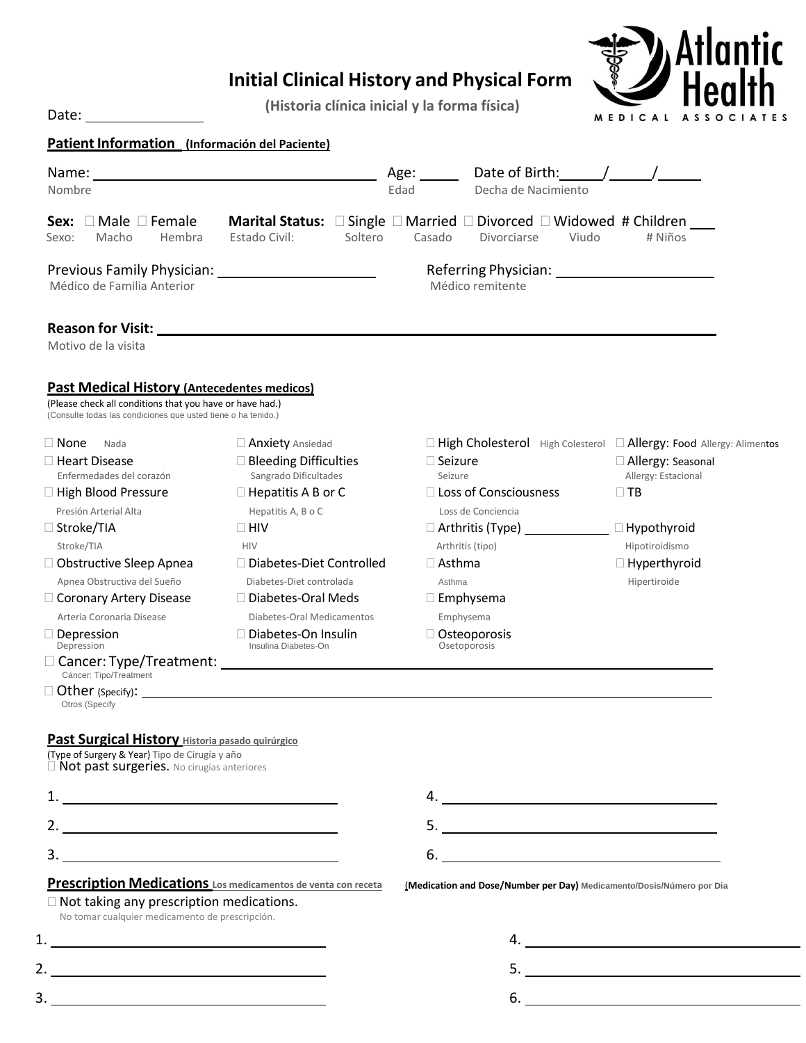# Initial Clinical History and Physical Form

**(Historia clínica inicial y la forma física)**

Atlantic Health MEDICAL ASSOCIATES

Date: ______________

## Patient Information (Información del Paciente)

Name: ________________________________ Age: _____ Date of Birth: _____/_____/_____
Nombre Edad Decha de Nacimiento

**Sex:** ☐ Male ☐ Female **Marital Status:** ☐ Single ☐ Married ☐ Divorced ☐ Widowed # Children ___
Sexo: Macho Hembra Estado Civil: Soltero Casado Divorciarse Viudo # Niños

Previous Family Physician: ____________________ Referring Physician: ____________________
Médico de Familia Anterior Médico remitente

**Reason for Visit:** ____________________________________________________________
Motivo de la visita

## Past Medical History (Antecedentes medicos)

(Please check all conditions that you have or have had.)
(Consulte todas las condiciones que usted tiene o ha tenido.)

| | | | |
|---|---|---|---|
| ☐ None Nada | ☐ Anxiety Ansiedad | ☐ High Cholesterol High Colesterol | ☐ Allergy: Food Allergy: Alimentos |
| ☐ Heart Disease Enfermedades del corazón | ☐ Bleeding Difficulties Sangrado Dificultades | ☐ Seizure Seizure | ☐ Allergy: Seasonal Allergy: Estacional |
| ☐ High Blood Pressure Presión Arterial Alta | ☐ Hepatitis A B or C Hepatitis A, B o C | ☐ Loss of Consciousness Loss de Conciencia | ☐ TB |
| ☐ Stroke/TIA Stroke/TIA | ☐ HIV HIV | ☐ Arthritis (Type) __________ Arthritis (tipo) | ☐ Hypothyroid Hipotiroidismo |
| ☐ Obstructive Sleep Apnea Apnea Obstructiva del Sueño | ☐ Diabetes-Diet Controlled Diabetes-Diet controlada | ☐ Asthma Asthma | ☐ Hyperthyroid Hipertiroide |
| ☐ Coronary Artery Disease Arteria Coronaria Disease | ☐ Diabetes-Oral Meds Diabetes-Oral Medicamentos | ☐ Emphysema Emphysema | |
| ☐ Depression Depression | ☐ Diabetes-On Insulin Insulina Diabetes-On | ☐ Osteoporosis Osetoporosis | |

☐ Cancer: Type/Treatment: ____________________________________________
Cáncer: Tipo/Treatment

☐ Other (Specify): ____________________________________________
Otros (Specify

## Past Surgical History Historia pasado quirúrgico

(Type of Surgery & Year) Tipo de Cirugía y año

☐ Not past surgeries. No cirugías anteriores

1. ______________________________ 4. ______________________________
2. ______________________________ 5. ______________________________
3. ______________________________ 6. ______________________________

## Prescription Medications Los medicamentos de venta con receta

**(Medication and Dose/Number per Day)** Medicamento/Dosis/Número por Dia

☐ Not taking any prescription medications.
No tomar cualquier medicamento de prescripción.

1. ______________________________ 4. ______________________________
2. ______________________________ 5. ______________________________
3. ______________________________ 6. ______________________________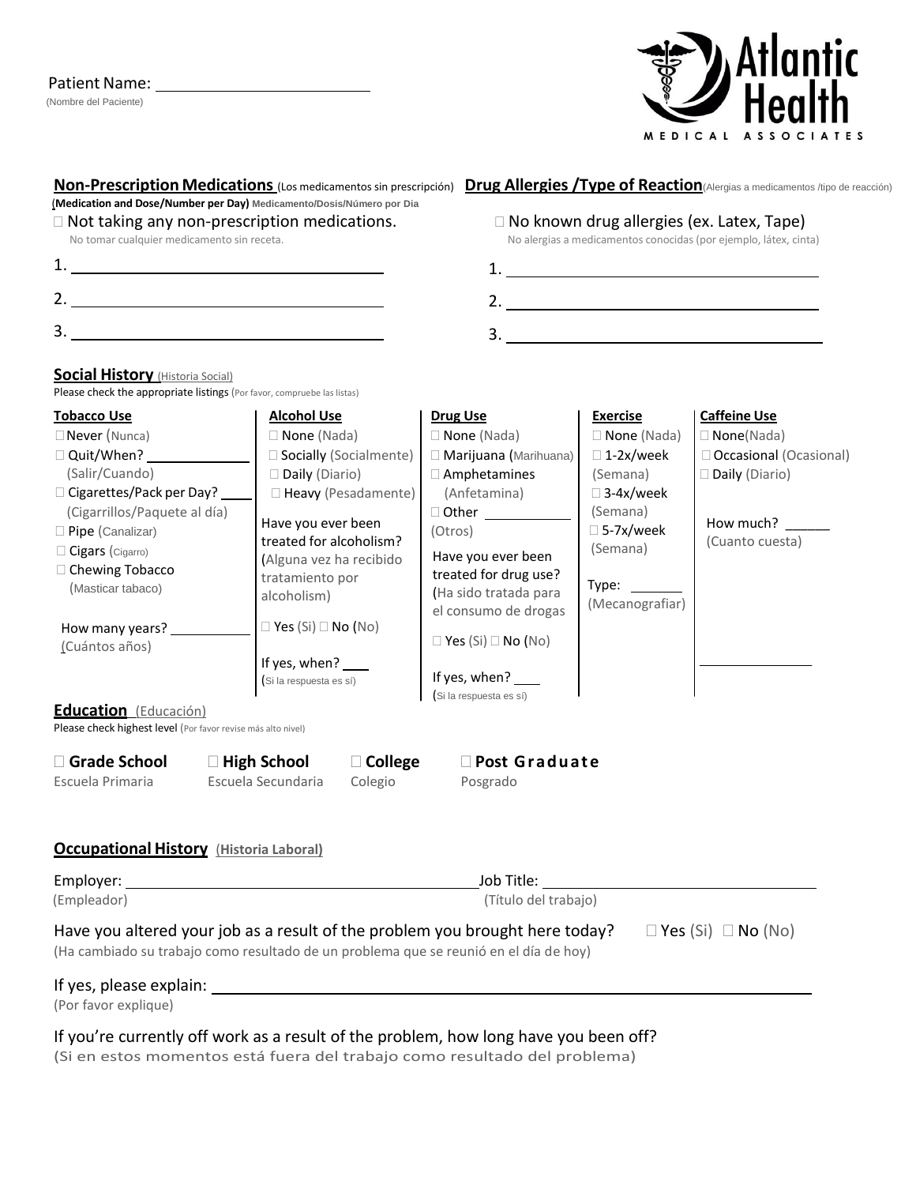Patient Name: ____________________
(Nombre del Paciente)

Atlantic Health MEDICAL ASSOCIATES

## Non-Prescription Medications (Los medicamentos sin prescripción)

**(Medication and Dose/Number per Day)** Medicamento/Dosis/Número por Dia

☐ Not taking any non-prescription medications.
No tomar cualquier medicamento sin receta.

1. ____________________
2. ____________________
3. ____________________

## Drug Allergies /Type of Reaction (Alergias a medicamentos /tipo de reacción)

☐ No known drug allergies (ex. Latex, Tape)
No alergias a medicamentos conocidas (por ejemplo, látex, cinta)

1. ____________________
2. ____________________
3. ____________________

## Social History (Historia Social)

Please check the appropriate listings (Por favor, compruebe las listas)

| Tobacco Use | Alcohol Use | Drug Use | Exercise | Caffeine Use |
|---|---|---|---|---|
| ☐ Never (Nunca) | ☐ None (Nada) | ☐ None (Nada) | ☐ None (Nada) | ☐ None(Nada) |
| ☐ Quit/When? ______ (Salir/Cuando) | ☐ Socially (Socialmente) | ☐ Marijuana (Marihuana) | ☐ 1-2x/week (Semana) | ☐ Occasional (Ocasional) |
| ☐ Cigarettes/Pack per Day? ____ (Cigarrillos/Paquete al día) | ☐ Daily (Diario) | ☐ Amphetamines (Anfetamina) | ☐ 3-4x/week (Semana) | ☐ Daily (Diario) |
| ☐ Pipe (Canalizar) | ☐ Heavy (Pesadamente) | ☐ Other ______ (Otros) | ☐ 5-7x/week (Semana) | How much? ______ (Cuanto cuesta) |
| ☐ Cigars (Cigarro) | Have you ever been treated for alcoholism? (Alguna vez ha recibido tratamiento por alcoholism) | Have you ever been treated for drug use? (Ha sido tratada para el consumo de drogas | Type: ______ (Mecanografiar) | |
| ☐ Chewing Tobacco (Masticar tabaco) | ☐ Yes (Si) ☐ No (No) | ☐ Yes (Si) ☐ No (No) | | ______ |
| How many years? ______ (Cuántos años) | If yes, when? ____ (Si la respuesta es sí) | If yes, when? ____ (Si la respuesta es sí) | | |

## Education (Educación)

Please check highest level (Por favor revise más alto nivel)

☐ **Grade School** Escuela Primaria ☐ **High School** Escuela Secundaria ☐ **College** Colegio ☐ **Post Graduate** Posgrado

## Occupational History (Historia Laboral)

Employer: ______________________ Job Title: ______________________
(Empleador) (Título del trabajo)

Have you altered your job as a result of the problem you brought here today? ☐ Yes (Si) ☐ No (No)
(Ha cambiado su trabajo como resultado de un problema que se reunió en el día de hoy)

If yes, please explain: ______________________
(Por favor explique)

If you're currently off work as a result of the problem, how long have you been off?
(Si en estos momentos está fuera del trabajo como resultado del problema)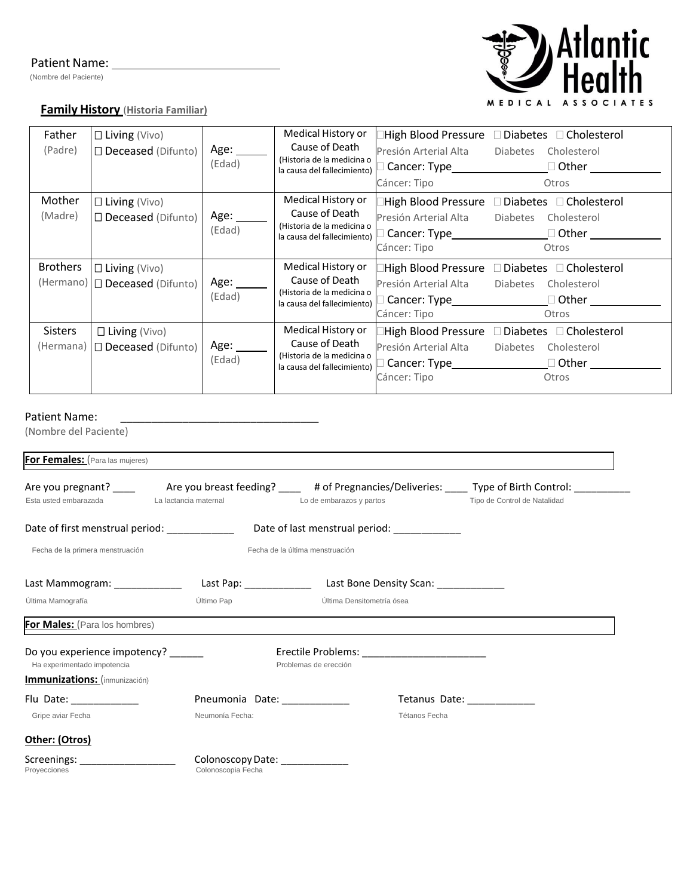Patient Name: ___________________________
(Nombre del Paciente)

Atlantic Health MEDICAL ASSOCIATES

**Family History** (**Historia Familiar)**

| | | | | |
|---|---|---|---|---|
| Father (Padre) | ☐ Living (Vivo)<br>☐ Deceased (Difunto) | Age: _____ (Edad) | Medical History or Cause of Death (Historia de la medicina o la causa del fallecimiento) | ☐High Blood Pressure ☐ Diabetes ☐ Cholesterol<br>Presión Arterial Alta Diabetes Cholesterol<br>☐ Cancer: Type_______________ ☐ Other ___________<br>Cáncer: Tipo Otros |
| Mother (Madre) | ☐ Living (Vivo)<br>☐ Deceased (Difunto) | Age: _____ (Edad) | Medical History or Cause of Death (Historia de la medicina o la causa del fallecimiento) | ☐High Blood Pressure ☐ Diabetes ☐ Cholesterol<br>Presión Arterial Alta Diabetes Cholesterol<br>☐ Cancer: Type_______________ ☐ Other ___________<br>Cáncer: Tipo Otros |
| Brothers (Hermano) | ☐ Living (Vivo)<br>☐ Deceased (Difunto) | Age: _____ (Edad) | Medical History or Cause of Death (Historia de la medicina o la causa del fallecimiento) | ☐High Blood Pressure ☐ Diabetes ☐ Cholesterol<br>Presión Arterial Alta Diabetes Cholesterol<br>☐ Cancer: Type_______________ ☐ Other ___________<br>Cáncer: Tipo Otros |
| Sisters (Hermana) | ☐ Living (Vivo)<br>☐ Deceased (Difunto) | Age: _____ (Edad) | Medical History or Cause of Death (Historia de la medicina o la causa del fallecimiento) | ☐High Blood Pressure ☐ Diabetes ☐ Cholesterol<br>Presión Arterial Alta Diabetes Cholesterol<br>☐ Cancer: Type_______________ ☐ Other ___________<br>Cáncer: Tipo Otros |

Patient Name: _________________________________
(Nombre del Paciente)

**For Females:** (Para las mujeres)

Are you pregnant? ____ (Esta usted embarazada) Are you breast feeding? ____ (La lactancia maternal) # of Pregnancies/Deliveries: ____ (Lo de embarazos y partos) Type of Birth Control: __________ (Tipo de Control de Natalidad)

Date of first menstrual period: ____________ (Fecha de la primera menstruación) Date of last menstrual period: ____________ (Fecha de la última menstruación)

Last Mammogram: ____________ (Última Mamografía) Last Pap: ____________ (Último Pap) Last Bone Density Scan: ____________ (Última Densitometría ósea)

**For Males:** (Para los hombres)

Do you experience impotency? ______ (Ha experimentado impotencia) Erectile Problems: ______________________ (Problemas de erección)

**Immunizations:** (inmunización)

Flu Date: ____________ (Gripe aviar Fecha) Pneumonia Date: ____________ (Neumonía Fecha:) Tetanus Date: ____________ (Tétanos Fecha)

**Other: (Otros)**

Screenings: _________________ (Proyecciones) Colonoscopy Date: ____________ (Colonoscopia Fecha)